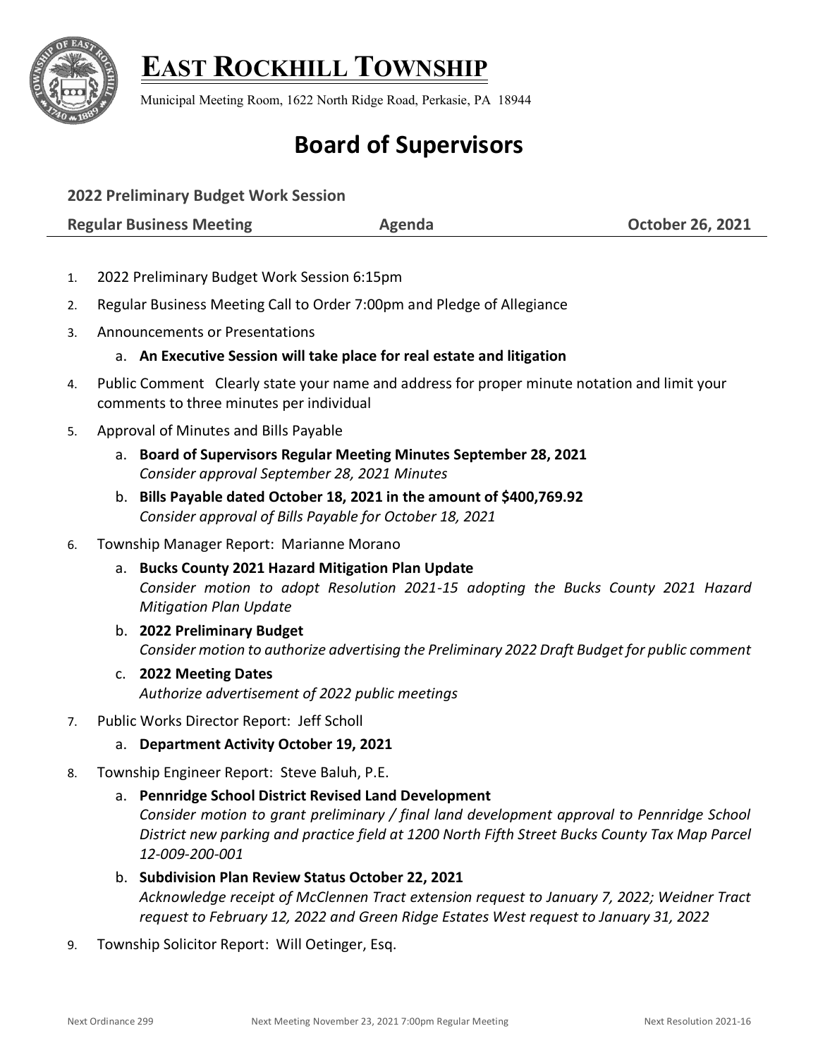# EAST ROCKHILL TOWNSHIP

Municipal Meeting Room, 1622 North Ridge Road, Perkasie, PA 18944

## Board of Supervisors

**2022 Preliminary Budget Work Session**

**Regular Business Meeting** **Agenda** **October 26, 2021**

1. 2022 Preliminary Budget Work Session 6:15pm
2. Regular Business Meeting Call to Order 7:00pm and Pledge of Allegiance
3. Announcements or Presentations
   a. **An Executive Session will take place for real estate and litigation**
4. Public Comment Clearly state your name and address for proper minute notation and limit your comments to three minutes per individual
5. Approval of Minutes and Bills Payable
   a. **Board of Supervisors Regular Meeting Minutes September 28, 2021**
   *Consider approval September 28, 2021 Minutes*
   b. **Bills Payable dated October 18, 2021 in the amount of $400,769.92**
   *Consider approval of Bills Payable for October 18, 2021*
6. Township Manager Report: Marianne Morano
   a. **Bucks County 2021 Hazard Mitigation Plan Update**
   *Consider motion to adopt Resolution 2021-15 adopting the Bucks County 2021 Hazard Mitigation Plan Update*
   b. **2022 Preliminary Budget**
   *Consider motion to authorize advertising the Preliminary 2022 Draft Budget for public comment*
   c. **2022 Meeting Dates**
   *Authorize advertisement of 2022 public meetings*
7. Public Works Director Report: Jeff Scholl
   a. **Department Activity October 19, 2021**
8. Township Engineer Report: Steve Baluh, P.E.
   a. **Pennridge School District Revised Land Development**
   *Consider motion to grant preliminary / final land development approval to Pennridge School District new parking and practice field at 1200 North Fifth Street Bucks County Tax Map Parcel 12-009-200-001*
   b. **Subdivision Plan Review Status October 22, 2021**
   *Acknowledge receipt of McClennen Tract extension request to January 7, 2022; Weidner Tract request to February 12, 2022 and Green Ridge Estates West request to January 31, 2022*
9. Township Solicitor Report: Will Oetinger, Esq.

Next Ordinance 299 Next Meeting November 23, 2021 7:00pm Regular Meeting Next Resolution 2021-16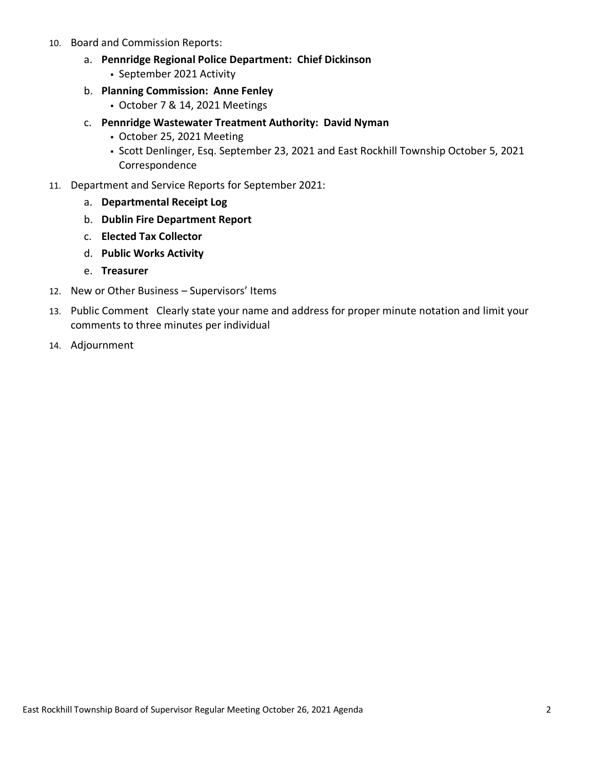10. Board and Commission Reports:
    a. **Pennridge Regional Police Department: Chief Dickinson**
       - September 2021 Activity
    b. **Planning Commission: Anne Fenley**
       - October 7 & 14, 2021 Meetings
    c. **Pennridge Wastewater Treatment Authority: David Nyman**
       - October 25, 2021 Meeting
       - Scott Denlinger, Esq. September 23, 2021 and East Rockhill Township October 5, 2021 Correspondence
11. Department and Service Reports for September 2021:
    a. **Departmental Receipt Log**
    b. **Dublin Fire Department Report**
    c. **Elected Tax Collector**
    d. **Public Works Activity**
    e. **Treasurer**
12. New or Other Business – Supervisors' Items
13. Public Comment Clearly state your name and address for proper minute notation and limit your comments to three minutes per individual
14. Adjournment